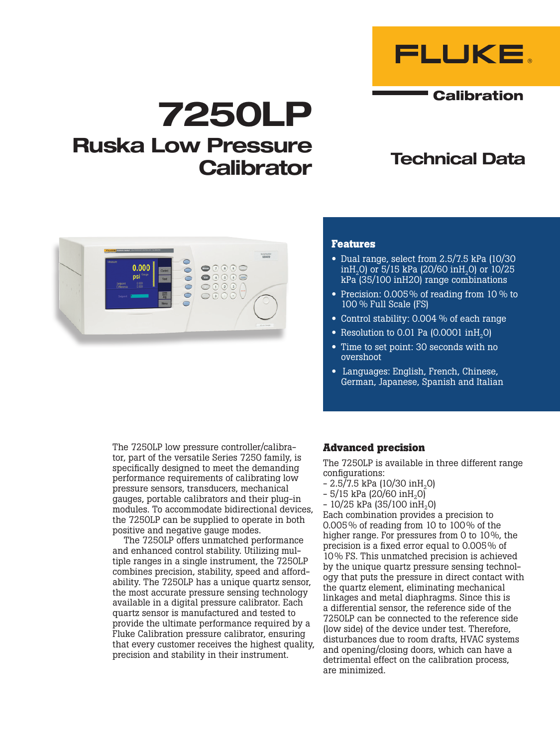FLUKE®

Calibration

# 7250LP

## Ruska Low Pressure Calibrator

## Technical Data

### Features

- Dual range, select from 2.5/7.5 kPa (10/30 $inH_2O$) or 5/15 kPa (20/60 $inH_2O$) or 10/25 kPa (35/100 inH20) range combinations
- Precision: 0.005 % of reading from 10 % to 100 % Full Scale (FS)
- Control stability: 0.004 % of each range
- Resolution to 0.01 Pa (0.0001 $inH_2O$)
- Time to set point: 30 seconds with no overshoot
- Languages: English, French, Chinese, German, Japanese, Spanish and Italian

The 7250LP low pressure controller/calibrator, part of the versatile Series 7250 family, is specifically designed to meet the demanding performance requirements of calibrating low pressure sensors, transducers, mechanical gauges, portable calibrators and their plug-in modules. To accommodate bidirectional devices, the 7250LP can be supplied to operate in both positive and negative gauge modes.

The 7250LP offers unmatched performance and enhanced control stability. Utilizing multiple ranges in a single instrument, the 7250LP combines precision, stability, speed and affordability. The 7250LP has a unique quartz sensor, the most accurate pressure sensing technology available in a digital pressure calibrator. Each quartz sensor is manufactured and tested to provide the ultimate performance required by a Fluke Calibration pressure calibrator, ensuring that every customer receives the highest quality, precision and stability in their instrument.

### Advanced precision

The 7250LP is available in three different range configurations:

- 2.5/7.5 kPa (10/30 $inH_2O$)
- 5/15 kPa (20/60 $inH_2O$)
- 10/25 kPa (35/100 $inH_2O$)

Each combination provides a precision to 0.005 % of reading from 10 to 100 % of the higher range. For pressures from 0 to 10 %, the precision is a fixed error equal to 0.005 % of 10 % FS. This unmatched precision is achieved by the unique quartz pressure sensing technology that puts the pressure in direct contact with the quartz element, eliminating mechanical linkages and metal diaphragms. Since this is a differential sensor, the reference side of the 7250LP can be connected to the reference side (low side) of the device under test. Therefore, disturbances due to room drafts, HVAC systems and opening/closing doors, which can have a detrimental effect on the calibration process, are minimized.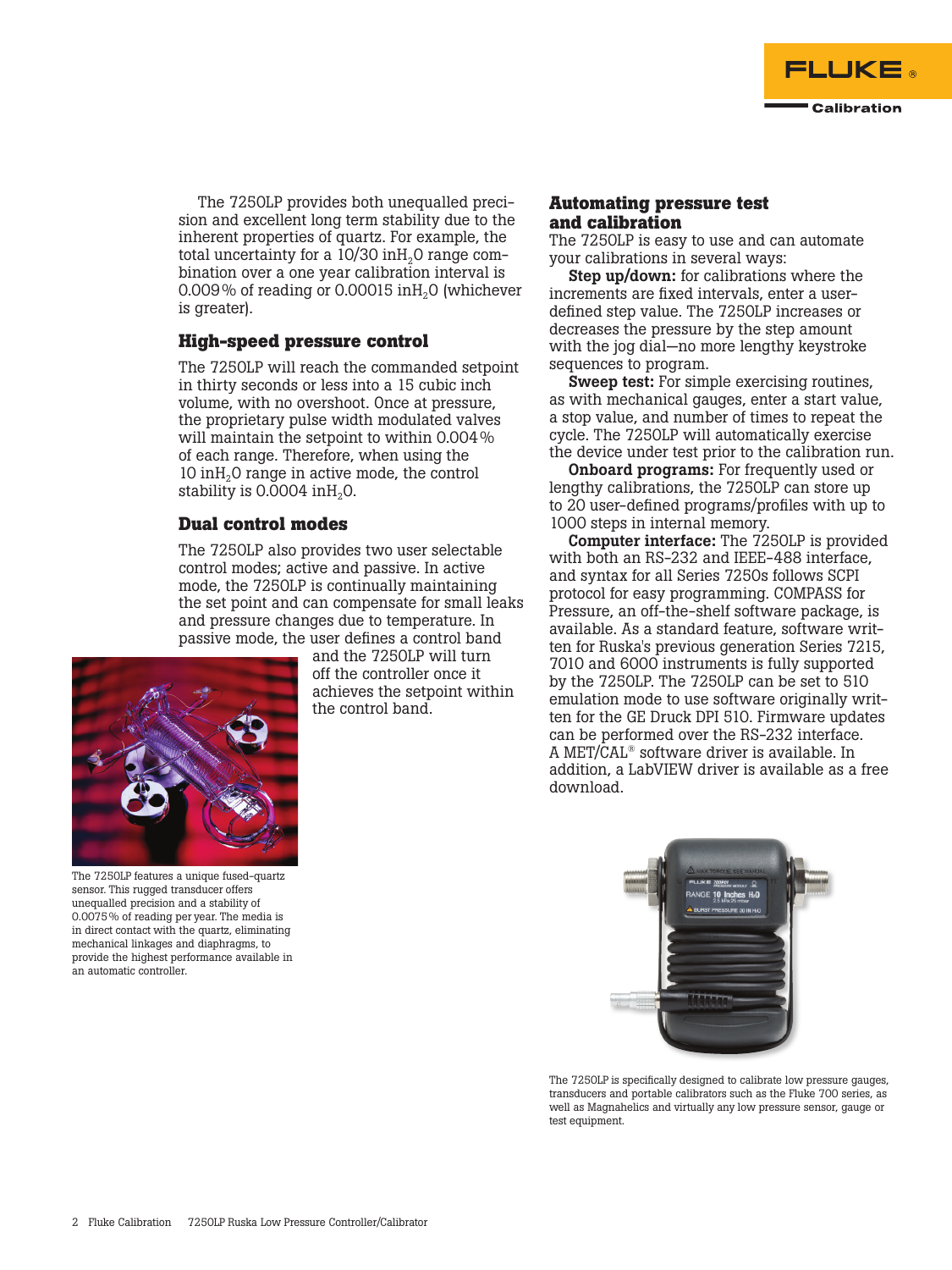The 7250LP provides both unequalled precision and excellent long term stability due to the inherent properties of quartz. For example, the total uncertainty for a 10/30 $inH_2O$ range combination over a one year calibration interval is 0.009 % of reading or 0.00015 $inH_2O$ (whichever is greater).

## High-speed pressure control

The 7250LP will reach the commanded setpoint in thirty seconds or less into a 15 cubic inch volume, with no overshoot. Once at pressure, the proprietary pulse width modulated valves will maintain the setpoint to within 0.004 % of each range. Therefore, when using the 10 $inH_2O$ range in active mode, the control stability is 0.0004 $inH_2O$.

## Dual control modes

The 7250LP also provides two user selectable control modes; active and passive. In active mode, the 7250LP is continually maintaining the set point and can compensate for small leaks and pressure changes due to temperature. In passive mode, the user defines a control band and the 7250LP will turn off the controller once it achieves the setpoint within the control band.

The 7250LP features a unique fused-quartz sensor. This rugged transducer offers unequalled precision and a stability of 0.0075 % of reading per year. The media is in direct contact with the quartz, eliminating mechanical linkages and diaphragms, to provide the highest performance available in an automatic controller.

## Automating pressure test and calibration

The 7250LP is easy to use and can automate your calibrations in several ways:

**Step up/down:** for calibrations where the increments are fixed intervals, enter a user-defined step value. The 7250LP increases or decreases the pressure by the step amount with the jog dial—no more lengthy keystroke sequences to program.

**Sweep test:** For simple exercising routines, as with mechanical gauges, enter a start value, a stop value, and number of times to repeat the cycle. The 7250LP will automatically exercise the device under test prior to the calibration run.

**Onboard programs:** For frequently used or lengthy calibrations, the 7250LP can store up to 20 user-defined programs/profiles with up to 1000 steps in internal memory.

**Computer interface:** The 7250LP is provided with both an RS-232 and IEEE-488 interface, and syntax for all Series 7250s follows SCPI protocol for easy programming. COMPASS for Pressure, an off-the-shelf software package, is available. As a standard feature, software written for Ruska's previous generation Series 7215, 7010 and 6000 instruments is fully supported by the 7250LP. The 7250LP can be set to 510 emulation mode to use software originally written for the GE Druck DPI 510. Firmware updates can be performed over the RS-232 interface. A MET/CAL® software driver is available. In addition, a LabVIEW driver is available as a free download.

The 7250LP is specifically designed to calibrate low pressure gauges, transducers and portable calibrators such as the Fluke 700 series, as well as Magnahelics and virtually any low pressure sensor, gauge or test equipment.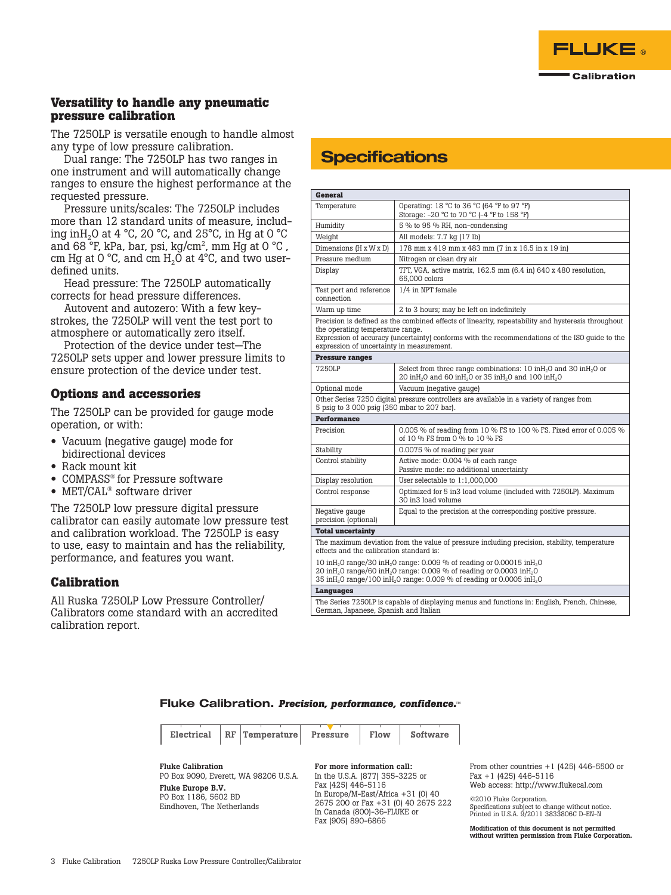## Versatility to handle any pneumatic pressure calibration

The 7250LP is versatile enough to handle almost any type of low pressure calibration.

Dual range: The 7250LP has two ranges in one instrument and will automatically change ranges to ensure the highest performance at the requested pressure.

Pressure units/scales: The 7250LP includes more than 12 standard units of measure, including in$H_2O$ at 4 °C, 20 °C, and 25°C, in Hg at 0 °C and 68 °F, kPa, bar, psi, kg/cm$^2$, mm Hg at 0 °C , cm Hg at 0 °C, and cm $H_2O$ at 4°C, and two user-defined units.

Head pressure: The 7250LP automatically corrects for head pressure differences.

Autovent and autozero: With a few keystrokes, the 7250LP will vent the test port to atmosphere or automatically zero itself.

Protection of the device under test—The 7250LP sets upper and lower pressure limits to ensure protection of the device under test.

## Options and accessories

The 7250LP can be provided for gauge mode operation, or with:

- Vacuum (negative gauge) mode for bidirectional devices
- Rack mount kit
- COMPASS® for Pressure software
- MET/CAL® software driver

The 7250LP low pressure digital pressure calibrator can easily automate low pressure test and calibration workload. The 7250LP is easy to use, easy to maintain and has the reliability, performance, and features you want.

## Calibration

All Ruska 7250LP Low Pressure Controller/Calibrators come standard with an accredited calibration report.

# Specifications

| | |
|---|---|
| **General** | |
| Temperature | Operating: 18 °C to 36 °C (64 °F to 97 °F)<br>Storage: -20 °C to 70 °C (-4 °F to 158 °F) |
| Humidity | 5 % to 95 % RH, non-condensing |
| Weight | All models: 7.7 kg (17 lb) |
| Dimensions (H x W x D) | 178 mm x 419 mm x 483 mm (7 in x 16.5 in x 19 in) |
| Pressure medium | Nitrogen or clean dry air |
| Display | TFT, VGA, active matrix, 162.5 mm (6.4 in) 640 x 480 resolution, 65,000 colors |
| Test port and reference connection | 1/4 in NPT female |
| Warm up time | 2 to 3 hours; may be left on indefinitely |
| Precision is defined as the combined effects of linearity, repeatability and hysteresis throughout the operating temperature range.<br>Expression of accuracy (uncertainty) conforms with the recommendations of the ISO guide to the expression of uncertainty in measurement. | |
| **Pressure ranges** | |
| 7250LP | Select from three range combinations: 10 in$H_2O$ and 30 in$H_2O$ or 20 in$H_2O$ and 60 in$H_2O$ or 35 in$H_2O$ and 100 in$H_2O$ |
| Optional mode | Vacuum (negative gauge) |
| Other Series 7250 digital pressure controllers are available in a variety of ranges from 5 psig to 3 000 psig (350 mbar to 207 bar). | |
| **Performance** | |
| Precision | 0.005 % of reading from 10 % FS to 100 % FS. Fixed error of 0.005 % of 10 % FS from 0 % to 10 % FS |
| Stability | 0.0075 % of reading per year |
| Control stability | Active mode: 0.004 % of each range<br>Passive mode: no additional uncertainty |
| Display resolution | User selectable to 1:1,000,000 |
| Control response | Optimized for 5 in3 load volume (included with 7250LP). Maximum 30 in3 load volume |
| Negative gauge precision (optional) | Equal to the precision at the corresponding positive pressure. |
| **Total uncertainty** | |
| The maximum deviation from the value of pressure including precision, stability, temperature effects and the calibration standard is:<br>10 in$H_2O$ range/30 in$H_2O$ range: 0.009 % of reading or 0.00015 in$H_2O$<br>20 in$H_2O$ range/60 in$H_2O$ range: 0.009 % of reading or 0.0003 in$H_2O$<br>35 in$H_2O$ range/100 in$H_2O$ range: 0.009 % of reading or 0.0005 in$H_2O$ | |
| **Languages** | |
| The Series 7250LP is capable of displaying menus and functions in: English, French, Chinese, German, Japanese, Spanish and Italian | |

Fluke Calibration. ***Precision, performance, confidence.***™

Electrical | RF | Temperature | Pressure | Flow | Software

**Fluke Calibration**
PO Box 9090, Everett, WA 98206 U.S.A.

**Fluke Europe B.V.**
PO Box 1186, 5602 BD
Eindhoven, The Netherlands

**For more information call:**
In the U.S.A. (877) 355-3225 or
Fax (425) 446-5116
In Europe/M-East/Africa +31 (0) 40 2675 200 or Fax +31 (0) 40 2675 222
In Canada (800)-36-FLUKE or
Fax (905) 890-6866

From other countries +1 (425) 446-5500 or
Fax +1 (425) 446-5116
Web access: http://www.flukecal.com

©2010 Fluke Corporation.
Specifications subject to change without notice.
Printed in U.S.A. 9/2011 3833806C D-EN-N

**Modification of this document is not permitted without written permission from Fluke Corporation.**